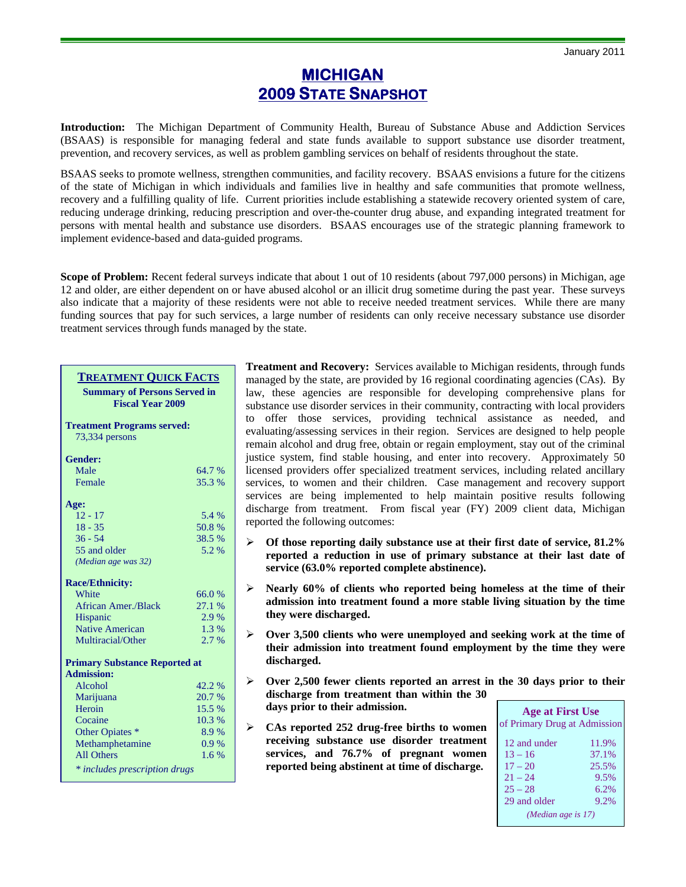January 2011

# MICHIGAN
# 2009 STATE SNAPSHOT

**Introduction:** The Michigan Department of Community Health, Bureau of Substance Abuse and Addiction Services (BSAAS) is responsible for managing federal and state funds available to support substance use disorder treatment, prevention, and recovery services, as well as problem gambling services on behalf of residents throughout the state.

BSAAS seeks to promote wellness, strengthen communities, and facility recovery. BSAAS envisions a future for the citizens of the state of Michigan in which individuals and families live in healthy and safe communities that promote wellness, recovery and a fulfilling quality of life. Current priorities include establishing a statewide recovery oriented system of care, reducing underage drinking, reducing prescription and over-the-counter drug abuse, and expanding integrated treatment for persons with mental health and substance use disorders. BSAAS encourages use of the strategic planning framework to implement evidence-based and data-guided programs.

**Scope of Problem:** Recent federal surveys indicate that about 1 out of 10 residents (about 797,000 persons) in Michigan, age 12 and older, are either dependent on or have abused alcohol or an illicit drug sometime during the past year. These surveys also indicate that a majority of these residents were not able to receive needed treatment services. While there are many funding sources that pay for such services, a large number of residents can only receive necessary substance use disorder treatment services through funds managed by the state.

## TREATMENT QUICK FACTS

**Summary of Persons Served in Fiscal Year 2009**

**Treatment Programs served:** 73,334 persons

| **Gender:** | |
|---|---|
| Male | 64.7 % |
| Female | 35.3 % |
| **Age:** | |
| 12 - 17 | 5.4 % |
| 18 - 35 | 50.8 % |
| 36 - 54 | 38.5 % |
| 55 and older | 5.2 % |
| *(Median age was 32)* | |
| **Race/Ethnicity:** | |
| White | 66.0 % |
| African Amer./Black | 27.1 % |
| Hispanic | 2.9 % |
| Native American | 1.3 % |
| Multiracial/Other | 2.7 % |
| **Primary Substance Reported at Admission:** | |
| Alcohol | 42.2 % |
| Marijuana | 20.7 % |
| Heroin | 15.5 % |
| Cocaine | 10.3 % |
| Other Opiates * | 8.9 % |
| Methamphetamine | 0.9 % |
| All Others | 1.6 % |

*\* includes prescription drugs*

**Treatment and Recovery:** Services available to Michigan residents, through funds managed by the state, are provided by 16 regional coordinating agencies (CAs). By law, these agencies are responsible for developing comprehensive plans for substance use disorder services in their community, contracting with local providers to offer those services, providing technical assistance as needed, and evaluating/assessing services in their region. Services are designed to help people remain alcohol and drug free, obtain or regain employment, stay out of the criminal justice system, find stable housing, and enter into recovery. Approximately 50 licensed providers offer specialized treatment services, including related ancillary services, to women and their children. Case management and recovery support services are being implemented to help maintain positive results following discharge from treatment. From fiscal year (FY) 2009 client data, Michigan reported the following outcomes:

- **Of those reporting daily substance use at their first date of service, 81.2% reported a reduction in use of primary substance at their last date of service (63.0% reported complete abstinence).**
- **Nearly 60% of clients who reported being homeless at the time of their admission into treatment found a more stable living situation by the time they were discharged.**
- **Over 3,500 clients who were unemployed and seeking work at the time of their admission into treatment found employment by the time they were discharged.**
- **Over 2,500 fewer clients reported an arrest in the 30 days prior to their discharge from treatment than within the 30 days prior to their admission.**
- **CAs reported 252 drug-free births to women receiving substance use disorder treatment services, and 76.7% of pregnant women reported being abstinent at time of discharge.**

**Age at First Use**
of Primary Drug at Admission

| Age | % |
|---|---|
| 12 and under | 11.9% |
| 13 – 16 | 37.1% |
| 17 – 20 | 25.5% |
| 21 – 24 | 9.5% |
| 25 – 28 | 6.2% |
| 29 and older | 9.2% |

*(Median age is 17)*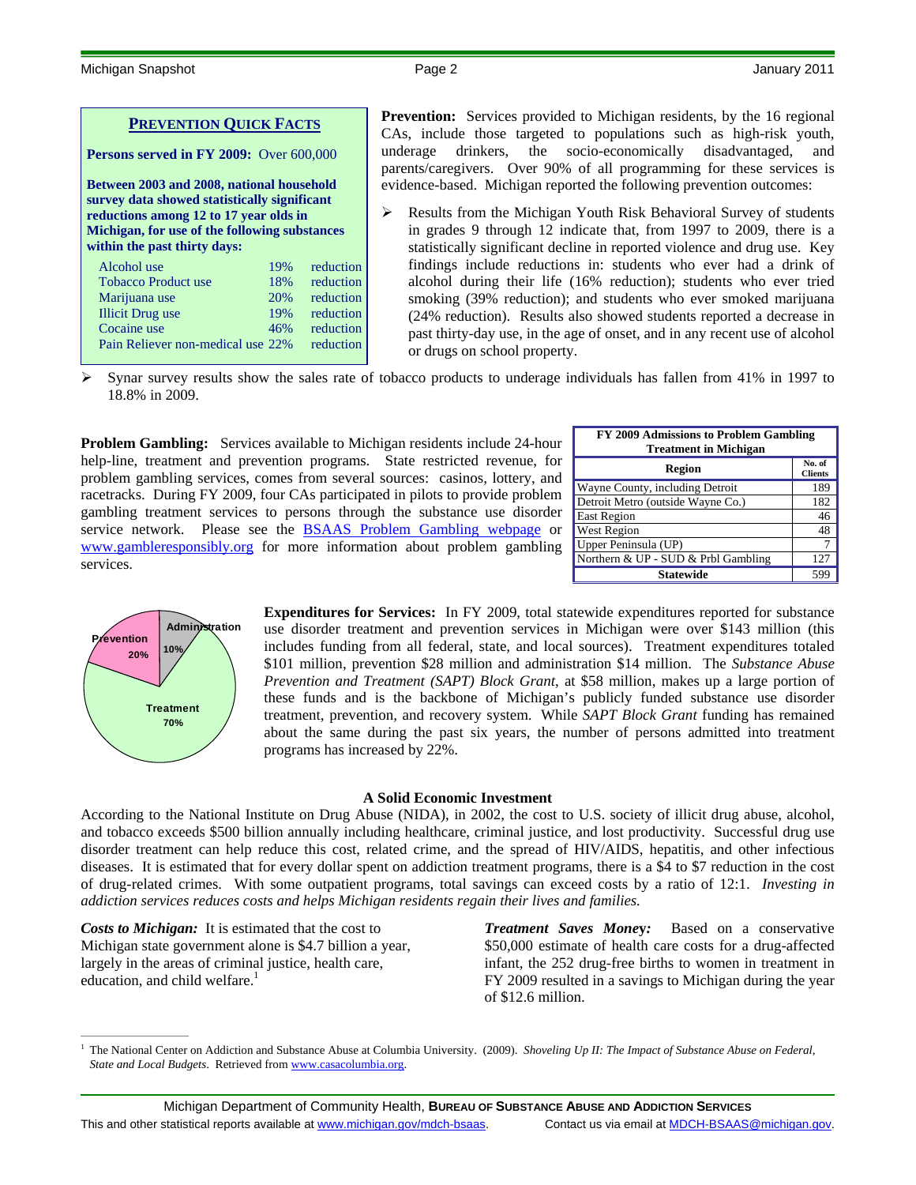**PREVENTION QUICK FACTS**

**Persons served in FY 2009:** Over 600,000

**Between 2003 and 2008, national household survey data showed statistically significant reductions among 12 to 17 year olds in Michigan, for use of the following substances within the past thirty days:**

| | | |
|---|---|---|
| Alcohol use | 19% | reduction |
| Tobacco Product use | 18% | reduction |
| Marijuana use | 20% | reduction |
| Illicit Drug use | 19% | reduction |
| Cocaine use | 46% | reduction |
| Pain Reliever non-medical use | 22% | reduction |

**Prevention:** Services provided to Michigan residents, by the 16 regional CAs, include those targeted to populations such as high-risk youth, underage drinkers, the socio-economically disadvantaged, and parents/caregivers. Over 90% of all programming for these services is evidence-based. Michigan reported the following prevention outcomes:

- Results from the Michigan Youth Risk Behavioral Survey of students in grades 9 through 12 indicate that, from 1997 to 2009, there is a statistically significant decline in reported violence and drug use. Key findings include reductions in: students who ever had a drink of alcohol during their life (16% reduction); students who ever tried smoking (39% reduction); and students who ever smoked marijuana (24% reduction). Results also showed students reported a decrease in past thirty-day use, in the age of onset, and in any recent use of alcohol or drugs on school property.
- Synar survey results show the sales rate of tobacco products to underage individuals has fallen from 41% in 1997 to 18.8% in 2009.

**Problem Gambling:** Services available to Michigan residents include 24-hour help-line, treatment and prevention programs. State restricted revenue, for problem gambling services, comes from several sources: casinos, lottery, and racetracks. During FY 2009, four CAs participated in pilots to provide problem gambling treatment services to persons through the substance use disorder service network. Please see the BSAAS Problem Gambling webpage or www.gambleresponsibly.org for more information about problem gambling services.

**FY 2009 Admissions to Problem Gambling Treatment in Michigan**

| Region | No. of Clients |
|---|---|
| Wayne County, including Detroit | 189 |
| Detroit Metro (outside Wayne Co.) | 182 |
| East Region | 46 |
| West Region | 48 |
| Upper Peninsula (UP) | 7 |
| Northern & UP - SUD & Prbl Gambling | 127 |
| **Statewide** | 599 |

Administration 10%
Prevention 20%
Treatment 70%

**Expenditures for Services:** In FY 2009, total statewide expenditures reported for substance use disorder treatment and prevention services in Michigan were over $143 million (this includes funding from all federal, state, and local sources). Treatment expenditures totaled $101 million, prevention $28 million and administration $14 million. The *Substance Abuse Prevention and Treatment (SAPT) Block Grant*, at $58 million, makes up a large portion of these funds and is the backbone of Michigan's publicly funded substance use disorder treatment, prevention, and recovery system. While *SAPT Block Grant* funding has remained about the same during the past six years, the number of persons admitted into treatment programs has increased by 22%.

## A Solid Economic Investment

According to the National Institute on Drug Abuse (NIDA), in 2002, the cost to U.S. society of illicit drug abuse, alcohol, and tobacco exceeds $500 billion annually including healthcare, criminal justice, and lost productivity. Successful drug use disorder treatment can help reduce this cost, related crime, and the spread of HIV/AIDS, hepatitis, and other infectious diseases. It is estimated that for every dollar spent on addiction treatment programs, there is a $4 to $7 reduction in the cost of drug-related crimes. With some outpatient programs, total savings can exceed costs by a ratio of 12:1. *Investing in addiction services reduces costs and helps Michigan residents regain their lives and families.*

***Costs to Michigan:*** It is estimated that the cost to Michigan state government alone is $4.7 billion a year, largely in the areas of criminal justice, health care, education, and child welfare.[1]

***Treatment Saves Money:*** Based on a conservative $50,000 estimate of health care costs for a drug-affected infant, the 252 drug-free births to women in treatment in FY 2009 resulted in a savings to Michigan during the year of $12.6 million.

[1] The National Center on Addiction and Substance Abuse at Columbia University. (2009). *Shoveling Up II: The Impact of Substance Abuse on Federal, State and Local Budgets*. Retrieved from www.casacolumbia.org.

Michigan Department of Community Health, **BUREAU OF SUBSTANCE ABUSE AND ADDICTION SERVICES**
This and other statistical reports available at www.michigan.gov/mdch-bsaas. Contact us via email at MDCH-BSAAS@michigan.gov.